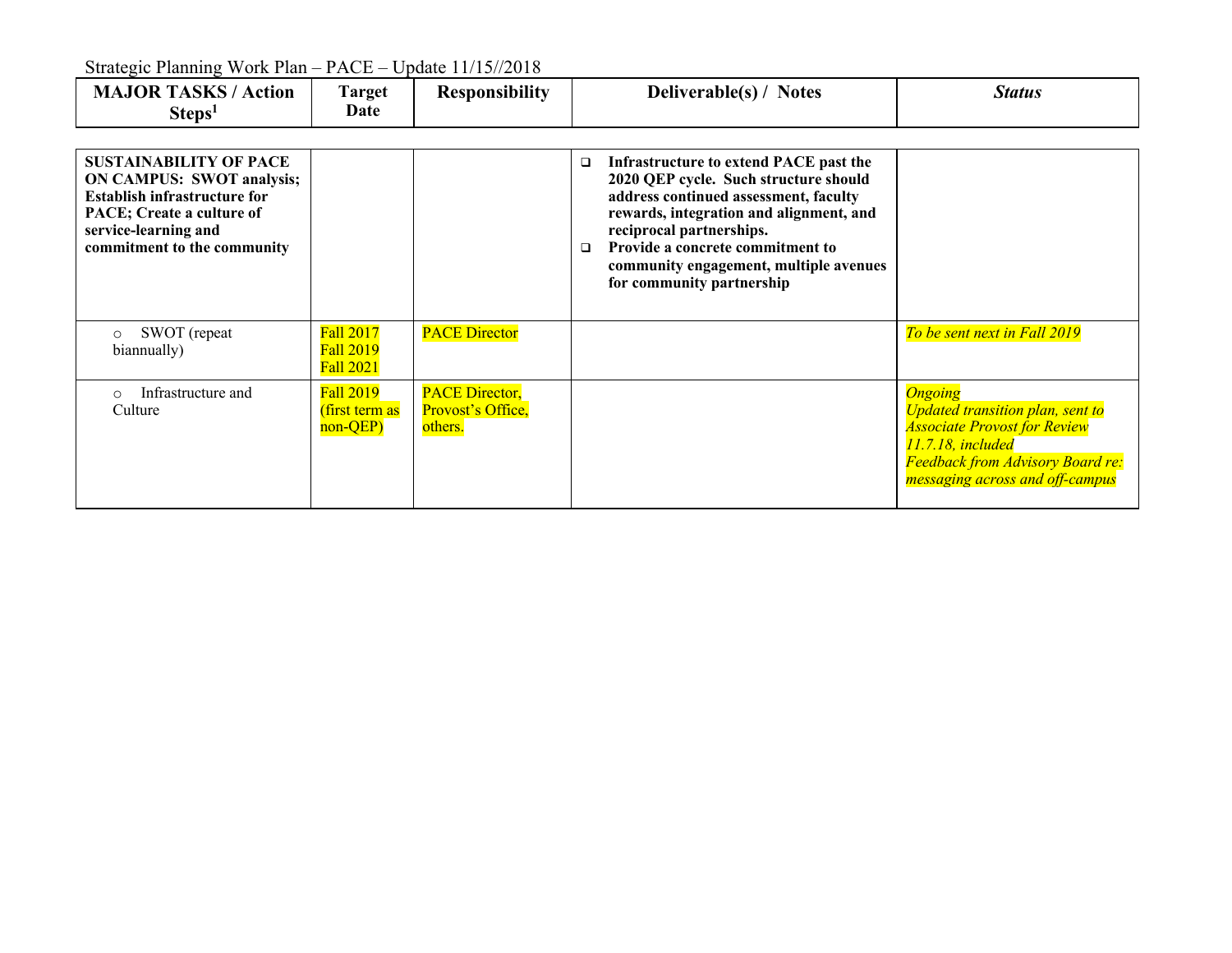Strategic Planning Work Plan – PACE – Update 11/15//2018

| MAJOR TASKS / Action Steps[1] | Target Date | Responsibility | Deliverable(s) / Notes | *Status* |
|---|---|---|---|---|
| **SUSTAINABILITY OF PACE ON CAMPUS: SWOT analysis; Establish infrastructure for PACE; Create a culture of service-learning and commitment to the community** | | | ❑ **Infrastructure to extend PACE past the 2020 QEP cycle. Such structure should address continued assessment, faculty rewards, integration and alignment, and reciprocal partnerships.**<br>❑ **Provide a concrete commitment to community engagement, multiple avenues for community partnership** | |
| ○ SWOT (repeat biannually) | Fall 2017<br>Fall 2019<br>Fall 2021 | PACE Director | | *To be sent next in Fall 2019* |
| ○ Infrastructure and Culture | Fall 2019 (first term as non-QEP) | PACE Director, Provost's Office, others. | | *Ongoing*<br>*Updated transition plan, sent to Associate Provost for Review 11.7.18, included*<br>*Feedback from Advisory Board re: messaging across and off-campus* |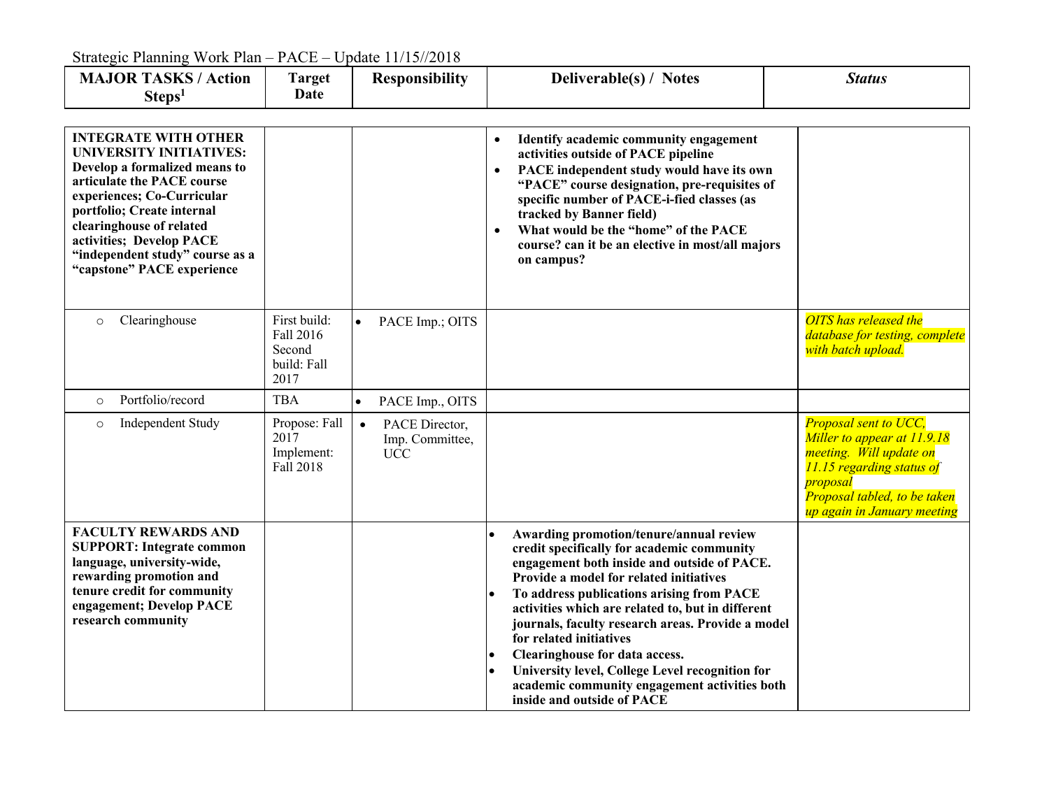Strategic Planning Work Plan – PACE – Update 11/15//2018

| MAJOR TASKS / Action Steps[1] | Target Date | Responsibility | Deliverable(s) / Notes | *Status* |
|---|---|---|---|---|
| **INTEGRATE WITH OTHER UNIVERSITY INITIATIVES: Develop a formalized means to articulate the PACE course experiences; Co-Curricular portfolio; Create internal clearinghouse of related activities; Develop PACE "independent study" course as a "capstone" PACE experience** | | | • **Identify academic community engagement activities outside of PACE pipeline**<br>• **PACE independent study would have its own "PACE" course designation, pre-requisites of specific number of PACE-i-fied classes (as tracked by Banner field)**<br>• **What would be the "home" of the PACE course? can it be an elective in most/all majors on campus?** | |
| ○ Clearinghouse | First build: Fall 2016 Second build: Fall 2017 | • PACE Imp.; OITS | | *OITS has released the database for testing, complete with batch upload.* |
| ○ Portfolio/record | TBA | • PACE Imp., OITS | | |
| ○ Independent Study | Propose: Fall 2017 Implement: Fall 2018 | • PACE Director, Imp. Committee, UCC | | *Proposal sent to UCC, Miller to appear at 11.9.18 meeting. Will update on 11.15 regarding status of proposal*<br>*Proposal tabled, to be taken up again in January meeting* |
| **FACULTY REWARDS AND SUPPORT: Integrate common language, university-wide, rewarding promotion and tenure credit for community engagement; Develop PACE research community** | | | • **Awarding promotion/tenure/annual review credit specifically for academic community engagement both inside and outside of PACE. Provide a model for related initiatives**<br>• **To address publications arising from PACE activities which are related to, but in different journals, faculty research areas. Provide a model for related initiatives**<br>• **Clearinghouse for data access.**<br>• **University level, College Level recognition for academic community engagement activities both inside and outside of PACE** | |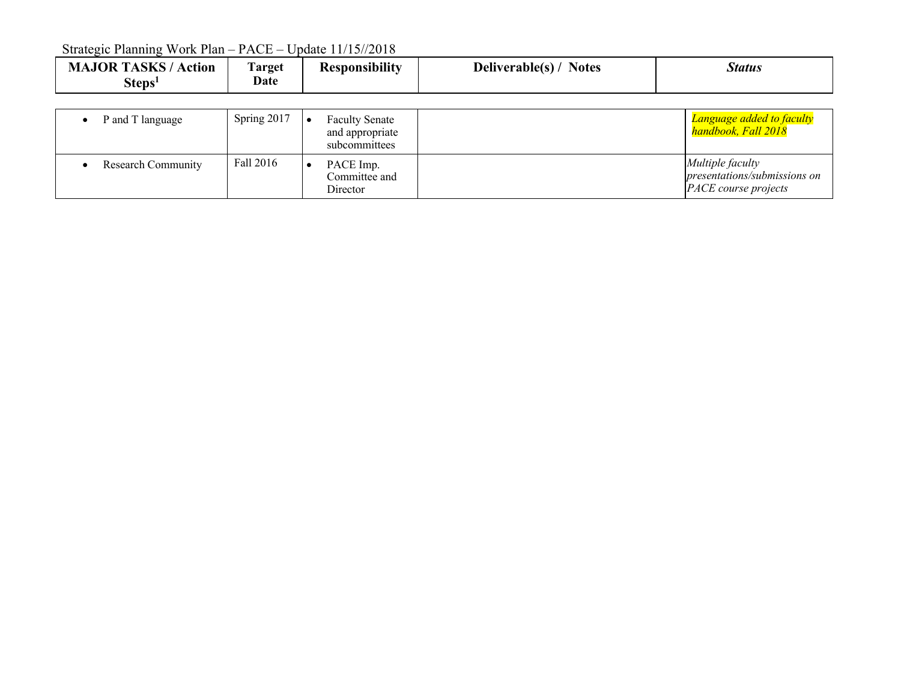Strategic Planning Work Plan – PACE – Update 11/15//2018

| MAJOR TASKS / Action Steps[1] | Target Date | Responsibility | Deliverable(s) / Notes | *Status* |
|---|---|---|---|---|
| • P and T language | Spring 2017 | • Faculty Senate and appropriate subcommittees | | *Language added to faculty handbook, Fall 2018* |
| • Research Community | Fall 2016 | • PACE Imp. Committee and Director | | *Multiple faculty presentations/submissions on PACE course projects* |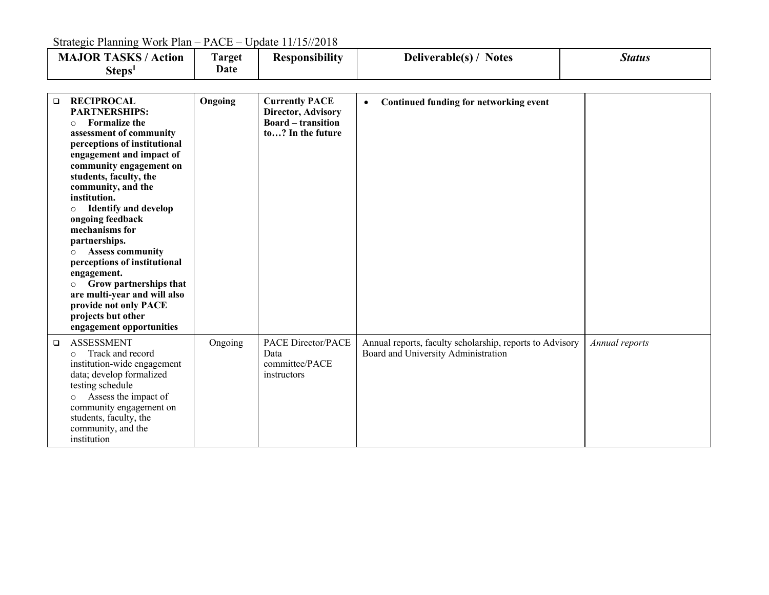Strategic Planning Work Plan – PACE – Update 11/15//2018

| MAJOR TASKS / Action Steps[1] | Target Date | Responsibility | Deliverable(s) / Notes | *Status* |
|---|---|---|---|---|
| ❑ **RECIPROCAL PARTNERSHIPS:** ○ **Formalize the assessment of community perceptions of institutional engagement and impact of community engagement on students, faculty, the community, and the institution.** ○ **Identify and develop ongoing feedback mechanisms for partnerships.** ○ **Assess community perceptions of institutional engagement.** ○ **Grow partnerships that are multi-year and will also provide not only PACE projects but other engagement opportunities** | **Ongoing** | **Currently PACE Director, Advisory Board – transition to…? In the future** | • **Continued funding for networking event** | |
| ❑ ASSESSMENT ○ Track and record institution-wide engagement data; develop formalized testing schedule ○ Assess the impact of community engagement on students, faculty, the community, and the institution | Ongoing | PACE Director/PACE Data committee/PACE instructors | Annual reports, faculty scholarship, reports to Advisory Board and University Administration | *Annual reports* |